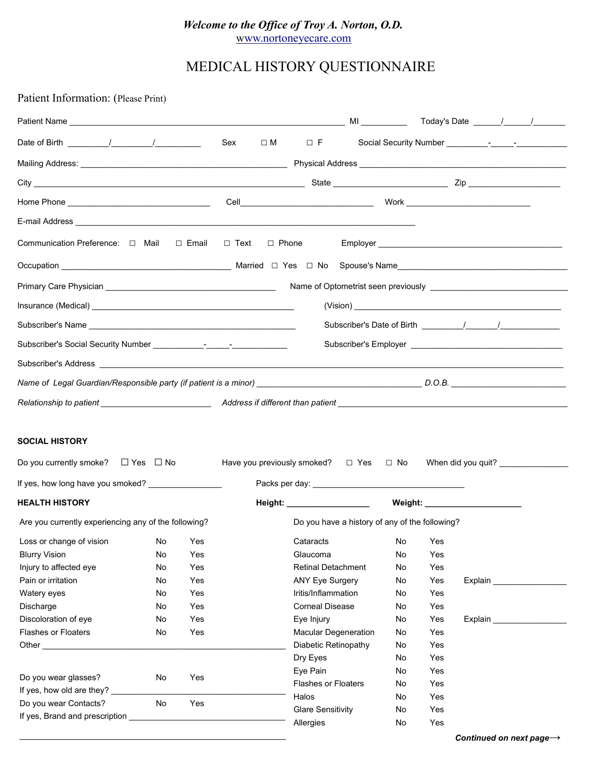*Welcome to the Office of Troy A. Norton, O.D.*
www.nortoneyecare.com

# MEDICAL HISTORY QUESTIONNAIRE

## Patient Information: (Please Print)

Patient Name ____________________________________________________________ MI _________ Today's Date _____/_____/_______

Date of Birth ________/________/_________ Sex ☐ M ☐ F Social Security Number ________-_____-__________

Mailing Address: _____________________________________________ Physical Address _____________________________________________

City ___________________________________________________________ State _________________________ Zip ____________________

Home Phone _______________________________ Cell_____________________________ Work ___________________________

E-mail Address __________________________________________________________________________

Communication Preference: ☐ Mail ☐ Email ☐ Text ☐ Phone Employer _______________________________________

Occupation _____________________________________ Married ☐ Yes ☐ No Spouse's Name__________________________________________

Primary Care Physician _____________________________________ Name of Optometrist seen previously ______________________________

Insurance (Medical) ____________________________________________ (Vision) ____________________________________________

Subscriber's Name _____________________________________________ Subscriber's Date of Birth ________/_______/____________

Subscriber's Social Security Number ___________-_____-____________ Subscriber's Employer ________________________________

Subscriber's Address _____________________________________________________________________________________________

*Name of Legal Guardian/Responsible party (if patient is a minor)* ____________________________________ *D.O.B.* _________________________

*Relationship to patient* ________________________ *Address if different than patient* ___________________________________________________

**SOCIAL HISTORY**

Do you currently smoke? ☐ Yes ☐ No Have you previously smoked? ☐ Yes ☐ No When did you quit? _______________

If yes, how long have you smoked? _______________ Packs per day: ___________________________________

**HEALTH HISTORY** **Height:** _________________ **Weight:** ____________________

Are you currently experiencing any of the following?

| Condition | No | Yes |
|---|---|---|
| Loss or change of vision | No | Yes |
| Blurry Vision | No | Yes |
| Injury to affected eye | No | Yes |
| Pain or irritation | No | Yes |
| Watery eyes | No | Yes |
| Discharge | No | Yes |
| Discoloration of eye | No | Yes |
| Flashes or Floaters | No | Yes |

Other _______________________________________________________

Do you wear glasses? No Yes
If yes, how old are they? ____________________________________
Do you wear Contacts? No Yes
If yes, Brand and prescription ________________________________
_______________________________________________________

Do you have a history of any of the following?

| Condition | No | Yes | |
|---|---|---|---|
| Cataracts | No | Yes | |
| Glaucoma | No | Yes | |
| Retinal Detachment | No | Yes | |
| ANY Eye Surgery | No | Yes | Explain ________________ |
| Iritis/Inflammation | No | Yes | |
| Corneal Disease | No | Yes | |
| Eye Injury | No | Yes | Explain ________________ |
| Macular Degeneration | No | Yes | |
| Diabetic Retinopathy | No | Yes | |
| Dry Eyes | No | Yes | |
| Eye Pain | No | Yes | |
| Flashes or Floaters | No | Yes | |
| Halos | No | Yes | |
| Glare Sensitivity | No | Yes | |
| Allergies | No | Yes | |

***Continued on next page⟶***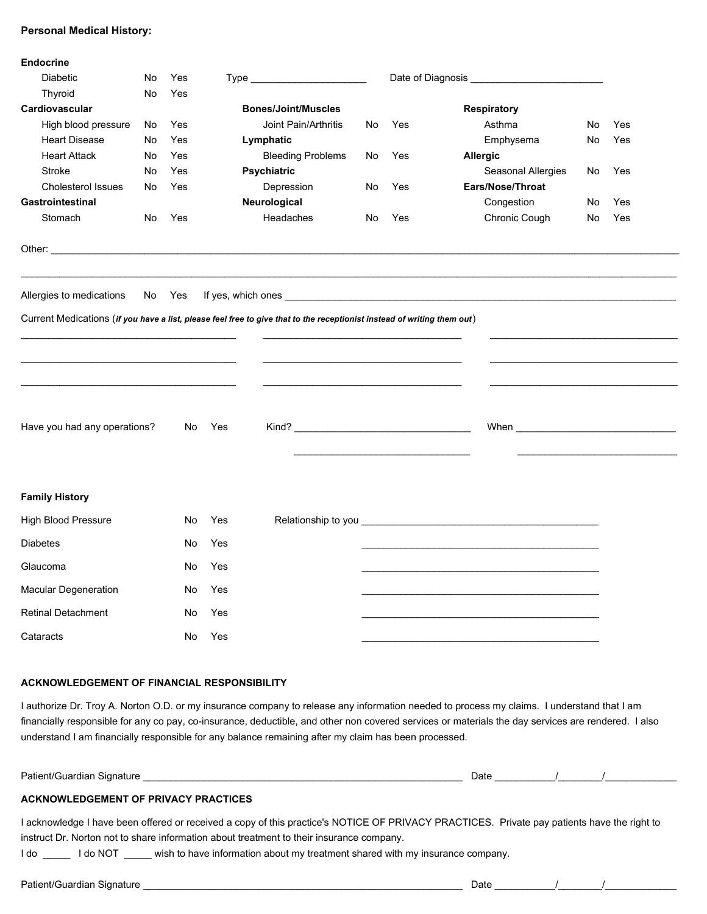**Personal Medical History:**

**Endocrine**

| | | | | | | | | |
|---|---|---|---|---|---|---|---|---|
| Diabetic | No | Yes | Type _____________________ | | Date of Diagnosis ________________________ | | | |
| Thyroid | No | Yes | | | | | | |
| **Cardiovascular** | | | **Bones/Joint/Muscles** | | | **Respiratory** | | |
| High blood pressure | No | Yes | Joint Pain/Arthritis | No | Yes | Asthma | No | Yes |
| Heart Disease | No | Yes | **Lymphatic** | | | Emphysema | No | Yes |
| Heart Attack | No | Yes | Bleeding Problems | No | Yes | **Allergic** | | |
| Stroke | No | Yes | **Psychiatric** | | | Seasonal Allergies | No | Yes |
| Cholesterol Issues | No | Yes | Depression | No | Yes | **Ears/Nose/Throat** | | |
| **Gastrointestinal** | | | **Neurological** | | | Congestion | No | Yes |
| Stomach | No | Yes | Headaches | No | Yes | Chronic Cough | No | Yes |

Other: ____________________________________________________________________________________________

____________________________________________________________________________________________________

Allergies to medications No Yes If yes, which ones ___________________________________________________________

Current Medications (***if you have a list, please feel free to give that to the receptionist instead of writing them out***)

________________________________________ ____________________________________ __________________________________

________________________________________ ____________________________________ __________________________________

________________________________________ ____________________________________ __________________________________

Have you had any operations? No Yes Kind? ________________________________ When ______________________________

________________________________ ______________________________

**Family History**

| | | | |
|---|---|---|---|
| High Blood Pressure | No | Yes | Relationship to you ____________________________________________ |
| Diabetes | No | Yes | ____________________________________________ |
| Glaucoma | No | Yes | ____________________________________________ |
| Macular Degeneration | No | Yes | ____________________________________________ |
| Retinal Detachment | No | Yes | ____________________________________________ |
| Cataracts | No | Yes | ____________________________________________ |

**ACKNOWLEDGEMENT OF FINANCIAL RESPONSIBILITY**

I authorize Dr. Troy A. Norton O.D. or my insurance company to release any information needed to process my claims. I understand that I am financially responsible for any co pay, co-insurance, deductible, and other non covered services or materials the day services are rendered. I also understand I am financially responsible for any balance remaining after my claim has been processed.

Patient/Guardian Signature ___________________________________________________________ Date ___________/________/_____________

**ACKNOWLEDGEMENT OF PRIVACY PRACTICES**

I acknowledge I have been offered or received a copy of this practice's NOTICE OF PRIVACY PRACTICES. Private pay patients have the right to instruct Dr. Norton not to share information about treatment to their insurance company.

I do _____ I do NOT _____ wish to have information about my treatment shared with my insurance company.

Patient/Guardian Signature ___________________________________________________________ Date ___________/________/_____________